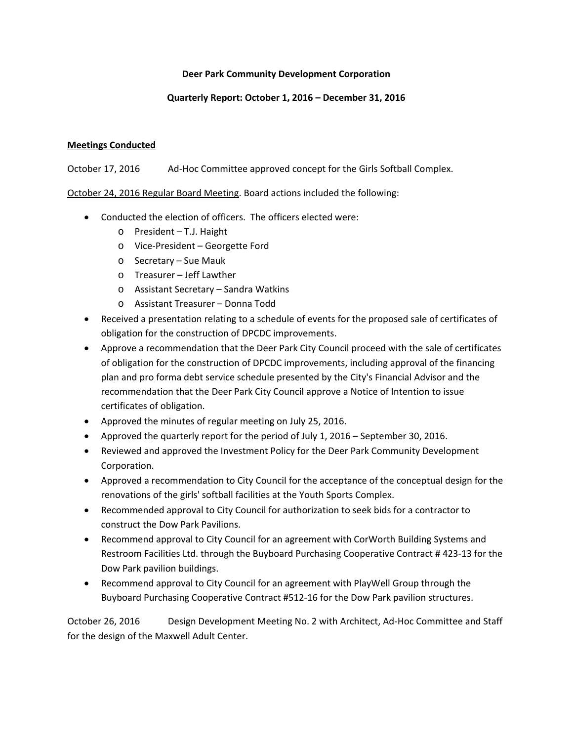**Deer Park Community Development Corporation**

**Quarterly Report: October 1, 2016 – December 31, 2016**

**Meetings Conducted**

October 17, 2016 Ad-Hoc Committee approved concept for the Girls Softball Complex.

October 24, 2016 Regular Board Meeting. Board actions included the following:

- Conducted the election of officers. The officers elected were:
  - President – T.J. Haight
  - Vice-President – Georgette Ford
  - Secretary – Sue Mauk
  - Treasurer – Jeff Lawther
  - Assistant Secretary – Sandra Watkins
  - Assistant Treasurer – Donna Todd
- Received a presentation relating to a schedule of events for the proposed sale of certificates of obligation for the construction of DPCDC improvements.
- Approve a recommendation that the Deer Park City Council proceed with the sale of certificates of obligation for the construction of DPCDC improvements, including approval of the financing plan and pro forma debt service schedule presented by the City's Financial Advisor and the recommendation that the Deer Park City Council approve a Notice of Intention to issue certificates of obligation.
- Approved the minutes of regular meeting on July 25, 2016.
- Approved the quarterly report for the period of July 1, 2016 – September 30, 2016.
- Reviewed and approved the Investment Policy for the Deer Park Community Development Corporation.
- Approved a recommendation to City Council for the acceptance of the conceptual design for the renovations of the girls' softball facilities at the Youth Sports Complex.
- Recommended approval to City Council for authorization to seek bids for a contractor to construct the Dow Park Pavilions.
- Recommend approval to City Council for an agreement with CorWorth Building Systems and Restroom Facilities Ltd. through the Buyboard Purchasing Cooperative Contract # 423-13 for the Dow Park pavilion buildings.
- Recommend approval to City Council for an agreement with PlayWell Group through the Buyboard Purchasing Cooperative Contract #512-16 for the Dow Park pavilion structures.

October 26, 2016 Design Development Meeting No. 2 with Architect, Ad-Hoc Committee and Staff for the design of the Maxwell Adult Center.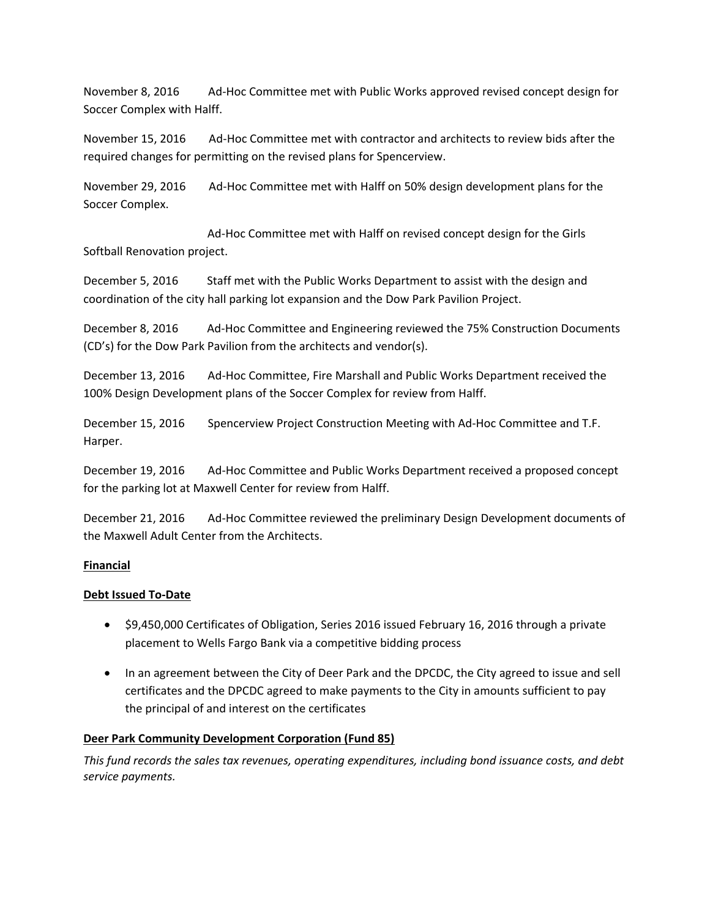November 8, 2016 Ad-Hoc Committee met with Public Works approved revised concept design for Soccer Complex with Halff.

November 15, 2016 Ad-Hoc Committee met with contractor and architects to review bids after the required changes for permitting on the revised plans for Spencerview.

November 29, 2016 Ad-Hoc Committee met with Halff on 50% design development plans for the Soccer Complex.

Ad-Hoc Committee met with Halff on revised concept design for the Girls Softball Renovation project.

December 5, 2016 Staff met with the Public Works Department to assist with the design and coordination of the city hall parking lot expansion and the Dow Park Pavilion Project.

December 8, 2016 Ad-Hoc Committee and Engineering reviewed the 75% Construction Documents (CD's) for the Dow Park Pavilion from the architects and vendor(s).

December 13, 2016 Ad-Hoc Committee, Fire Marshall and Public Works Department received the 100% Design Development plans of the Soccer Complex for review from Halff.

December 15, 2016 Spencerview Project Construction Meeting with Ad-Hoc Committee and T.F. Harper.

December 19, 2016 Ad-Hoc Committee and Public Works Department received a proposed concept for the parking lot at Maxwell Center for review from Halff.

December 21, 2016 Ad-Hoc Committee reviewed the preliminary Design Development documents of the Maxwell Adult Center from the Architects.

**Financial**

**Debt Issued To-Date**

- $9,450,000 Certificates of Obligation, Series 2016 issued February 16, 2016 through a private placement to Wells Fargo Bank via a competitive bidding process
- In an agreement between the City of Deer Park and the DPCDC, the City agreed to issue and sell certificates and the DPCDC agreed to make payments to the City in amounts sufficient to pay the principal of and interest on the certificates

**Deer Park Community Development Corporation (Fund 85)**

*This fund records the sales tax revenues, operating expenditures, including bond issuance costs, and debt service payments.*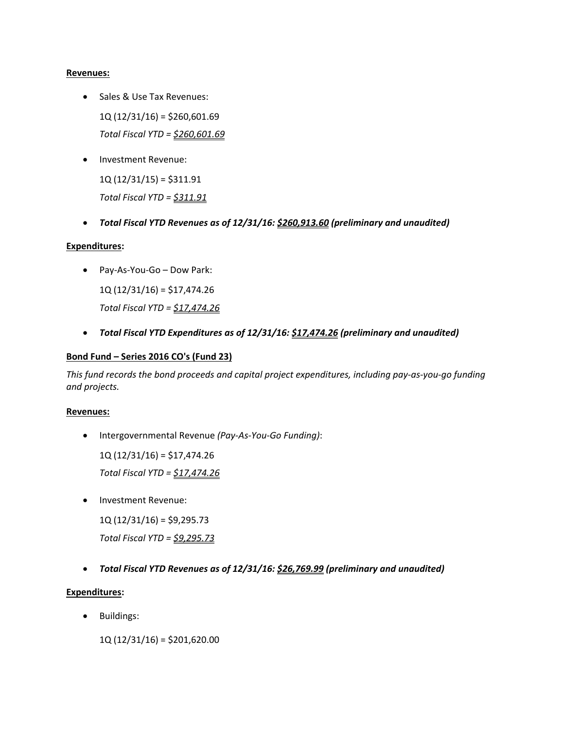**Revenues:**

- Sales & Use Tax Revenues:

  1Q (12/31/16) = $260,601.69

  *Total Fiscal YTD = $260,601.69*

- Investment Revenue:

  1Q (12/31/15) = $311.91

  *Total Fiscal YTD = $311.91*

- ***Total Fiscal YTD Revenues as of 12/31/16: $260,913.60 (preliminary and unaudited)***

**Expenditures:**

- Pay-As-You-Go – Dow Park:

  1Q (12/31/16) = $17,474.26

  *Total Fiscal YTD = $17,474.26*

- ***Total Fiscal YTD Expenditures as of 12/31/16: $17,474.26 (preliminary and unaudited)***

**Bond Fund – Series 2016 CO's (Fund 23)**

*This fund records the bond proceeds and capital project expenditures, including pay-as-you-go funding and projects.*

**Revenues:**

- Intergovernmental Revenue *(Pay-As-You-Go Funding)*:

  1Q (12/31/16) = $17,474.26

  *Total Fiscal YTD = $17,474.26*

- Investment Revenue:

  1Q (12/31/16) = $9,295.73

  *Total Fiscal YTD = $9,295.73*

- ***Total Fiscal YTD Revenues as of 12/31/16: $26,769.99 (preliminary and unaudited)***

**Expenditures:**

- Buildings:

  1Q (12/31/16) = $201,620.00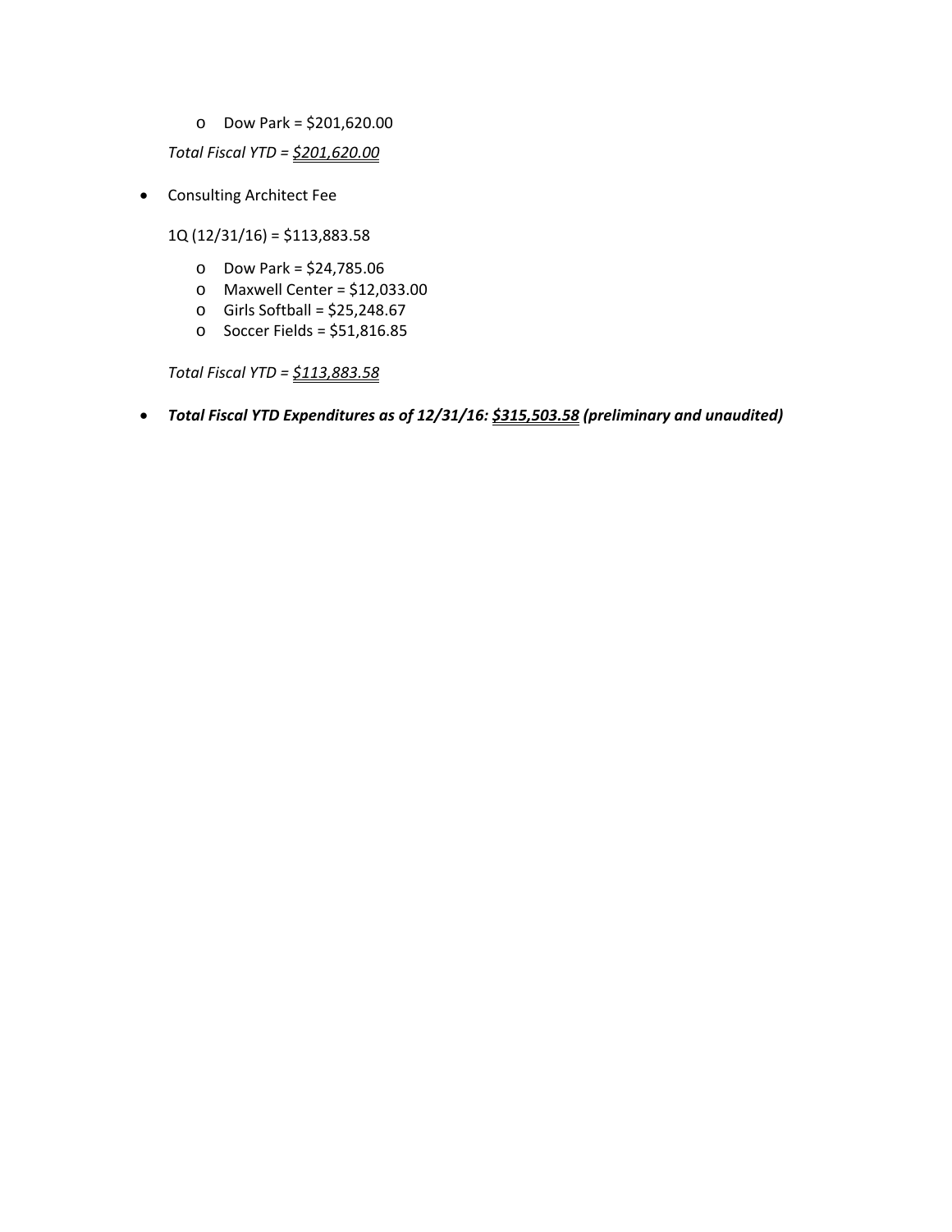- Dow Park = $201,620.00

  *Total Fiscal YTD = $201,620.00*

- Consulting Architect Fee

  1Q (12/31/16) = $113,883.58

  - Dow Park = $24,785.06
  - Maxwell Center = $12,033.00
  - Girls Softball = $25,248.67
  - Soccer Fields = $51,816.85

  *Total Fiscal YTD = $113,883.58*

- ***Total Fiscal YTD Expenditures as of 12/31/16: $315,503.58 (preliminary and unaudited)***